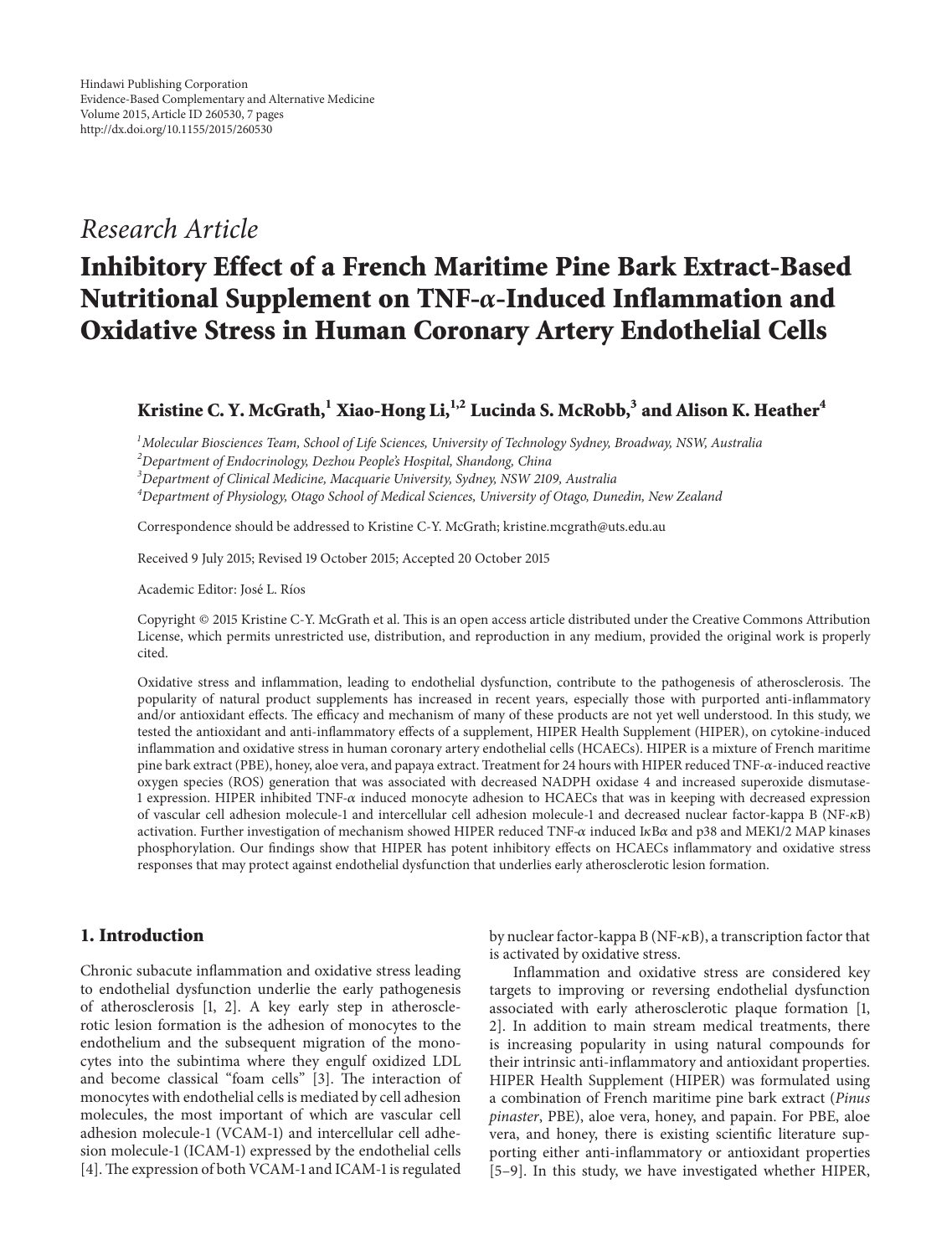Hindawi Publishing Corporation
Evidence-Based Complementary and Alternative Medicine
Volume 2015, Article ID 260530, 7 pages
http://dx.doi.org/10.1155/2015/260530

*Research Article*

# Inhibitory Effect of a French Maritime Pine Bark Extract-Based Nutritional Supplement on TNF-$\alpha$-Induced Inflammation and Oxidative Stress in Human Coronary Artery Endothelial Cells

**Kristine C. Y. McGrath,[1] Xiao-Hong Li,[1,2] Lucinda S. McRobb,[3] and Alison K. Heather[4]**

[1] *Molecular Biosciences Team, School of Life Sciences, University of Technology Sydney, Broadway, NSW, Australia*
[2] *Department of Endocrinology, Dezhou People's Hospital, Shandong, China*
[3] *Department of Clinical Medicine, Macquarie University, Sydney, NSW 2109, Australia*
[4] *Department of Physiology, Otago School of Medical Sciences, University of Otago, Dunedin, New Zealand*

Correspondence should be addressed to Kristine C-Y. McGrath; kristine.mcgrath@uts.edu.au

Received 9 July 2015; Revised 19 October 2015; Accepted 20 October 2015

Academic Editor: José L. Ríos

Copyright © 2015 Kristine C-Y. McGrath et al. This is an open access article distributed under the Creative Commons Attribution License, which permits unrestricted use, distribution, and reproduction in any medium, provided the original work is properly cited.

Oxidative stress and inflammation, leading to endothelial dysfunction, contribute to the pathogenesis of atherosclerosis. The popularity of natural product supplements has increased in recent years, especially those with purported anti-inflammatory and/or antioxidant effects. The efficacy and mechanism of many of these products are not yet well understood. In this study, we tested the antioxidant and anti-inflammatory effects of a supplement, HIPER Health Supplement (HIPER), on cytokine-induced inflammation and oxidative stress in human coronary artery endothelial cells (HCAECs). HIPER is a mixture of French maritime pine bark extract (PBE), honey, aloe vera, and papaya extract. Treatment for 24 hours with HIPER reduced TNF-$\alpha$-induced reactive oxygen species (ROS) generation that was associated with decreased NADPH oxidase 4 and increased superoxide dismutase-1 expression. HIPER inhibited TNF-$\alpha$ induced monocyte adhesion to HCAECs that was in keeping with decreased expression of vascular cell adhesion molecule-1 and intercellular cell adhesion molecule-1 and decreased nuclear factor-kappa B (NF-$\kappa$B) activation. Further investigation of mechanism showed HIPER reduced TNF-$\alpha$ induced I$\kappa$B$\alpha$ and p38 and MEK1/2 MAP kinases phosphorylation. Our findings show that HIPER has potent inhibitory effects on HCAECs inflammatory and oxidative stress responses that may protect against endothelial dysfunction that underlies early atherosclerotic lesion formation.

## 1. Introduction

Chronic subacute inflammation and oxidative stress leading to endothelial dysfunction underlie the early pathogenesis of atherosclerosis [1, 2]. A key early step in atherosclerotic lesion formation is the adhesion of monocytes to the endothelium and the subsequent migration of the monocytes into the subintima where they engulf oxidized LDL and become classical "foam cells" [3]. The interaction of monocytes with endothelial cells is mediated by cell adhesion molecules, the most important of which are vascular cell adhesion molecule-1 (VCAM-1) and intercellular cell adhesion molecule-1 (ICAM-1) expressed by the endothelial cells [4]. The expression of both VCAM-1 and ICAM-1 is regulated by nuclear factor-kappa B (NF-$\kappa$B), a transcription factor that is activated by oxidative stress.

Inflammation and oxidative stress are considered key targets to improving or reversing endothelial dysfunction associated with early atherosclerotic plaque formation [1, 2]. In addition to main stream medical treatments, there is increasing popularity in using natural compounds for their intrinsic anti-inflammatory and antioxidant properties. HIPER Health Supplement (HIPER) was formulated using a combination of French maritime pine bark extract (*Pinus pinaster*, PBE), aloe vera, honey, and papain. For PBE, aloe vera, and honey, there is existing scientific literature supporting either anti-inflammatory or antioxidant properties [5–9]. In this study, we have investigated whether HIPER,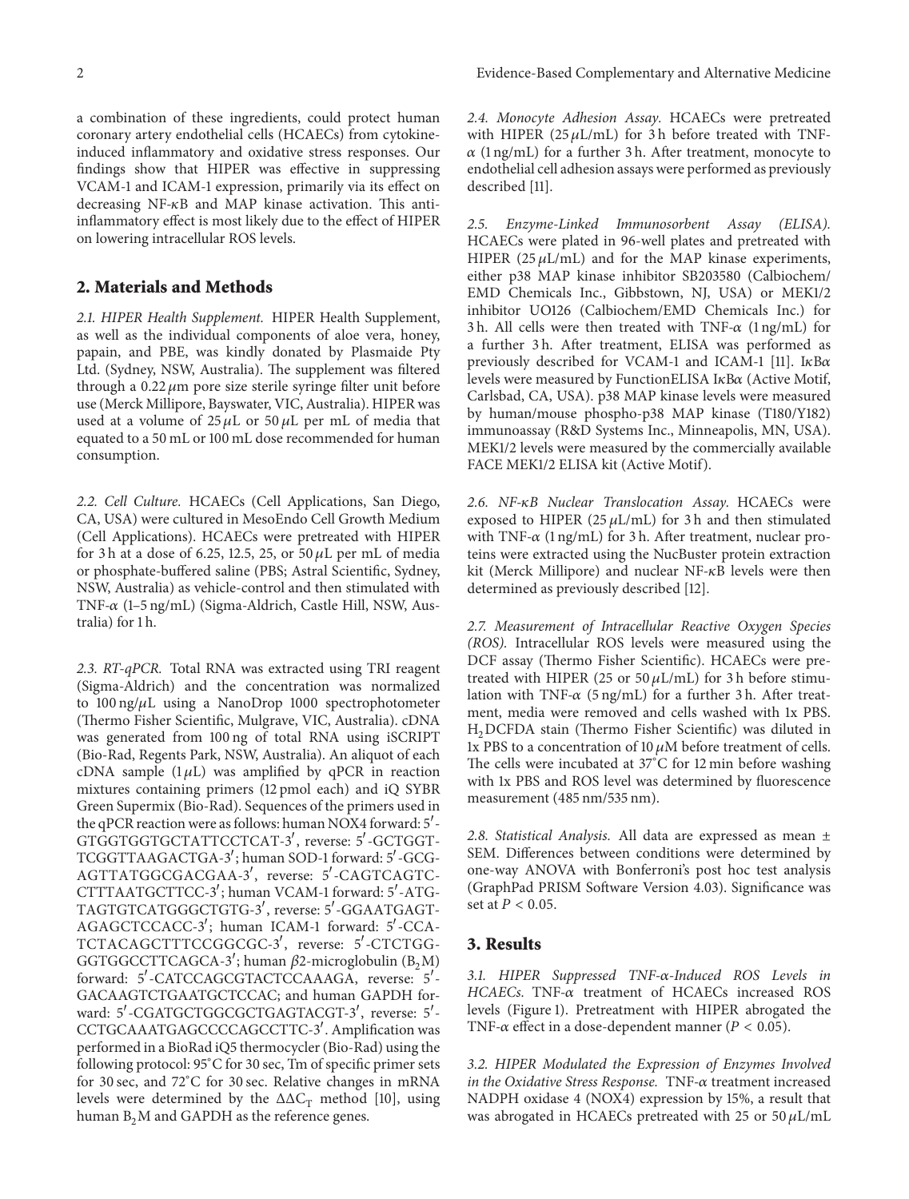a combination of these ingredients, could protect human coronary artery endothelial cells (HCAECs) from cytokine-induced inflammatory and oxidative stress responses. Our findings show that HIPER was effective in suppressing VCAM-1 and ICAM-1 expression, primarily via its effect on decreasing NF-κB and MAP kinase activation. This anti-inflammatory effect is most likely due to the effect of HIPER on lowering intracellular ROS levels.

## 2. Materials and Methods

*2.1. HIPER Health Supplement.* HIPER Health Supplement, as well as the individual components of aloe vera, honey, papain, and PBE, was kindly donated by Plasmaide Pty Ltd. (Sydney, NSW, Australia). The supplement was filtered through a 0.22 μm pore size sterile syringe filter unit before use (Merck Millipore, Bayswater, VIC, Australia). HIPER was used at a volume of 25 μL or 50 μL per mL of media that equated to a 50 mL or 100 mL dose recommended for human consumption.

*2.2. Cell Culture.* HCAECs (Cell Applications, San Diego, CA, USA) were cultured in MesoEndo Cell Growth Medium (Cell Applications). HCAECs were pretreated with HIPER for 3 h at a dose of 6.25, 12.5, 25, or 50 μL per mL of media or phosphate-buffered saline (PBS; Astral Scientific, Sydney, NSW, Australia) as vehicle-control and then stimulated with TNF-α (1–5 ng/mL) (Sigma-Aldrich, Castle Hill, NSW, Australia) for 1 h.

*2.3. RT-qPCR.* Total RNA was extracted using TRI reagent (Sigma-Aldrich) and the concentration was normalized to 100 ng/μL using a NanoDrop 1000 spectrophotometer (Thermo Fisher Scientific, Mulgrave, VIC, Australia). cDNA was generated from 100 ng of total RNA using iSCRIPT (Bio-Rad, Regents Park, NSW, Australia). An aliquot of each cDNA sample (1 μL) was amplified by qPCR in reaction mixtures containing primers (12 pmol each) and iQ SYBR Green Supermix (Bio-Rad). Sequences of the primers used in the qPCR reaction were as follows: human NOX4 forward: 5′-GTGGTGGTGCTATTCCTCAT-3′, reverse: 5′-GCTGGTTCGGTTAAGACTGA-3′; human SOD-1 forward: 5′-GCGAGTTATGGCGACGAA-3′, reverse: 5′-CAGTCAGTCCTTTAATGCTTCC-3′; human VCAM-1 forward: 5′-ATGTAGTGTCATGGGCTGTG-3′, reverse: 5′-GGAATGAGTAGAGCTCCACC-3′; human ICAM-1 forward: 5′-CCATCTACAGCTTTCCGGCGC-3′, reverse: 5′-CTCTGGGGTGGCCTTCAGCA-3′; human β2-microglobulin ($B_2M$) forward: 5′-CATCCAGCGTACTCCAAAGA, reverse: 5′-GACAAGTCTGAATGCTCCAC; and human GAPDH forward: 5′-CGATGCTGGCGCTGAGTACGT-3′, reverse: 5′-CCTGCAAATGAGCCCCAGCCTTC-3′. Amplification was performed in a BioRad iQ5 thermocycler (Bio-Rad) using the following protocol: 95°C for 30 sec, Tm of specific primer sets for 30 sec, and 72°C for 30 sec. Relative changes in mRNA levels were determined by the $\Delta\Delta C_T$ method [10], using human $B_2M$ and GAPDH as the reference genes.

*2.4. Monocyte Adhesion Assay.* HCAECs were pretreated with HIPER (25 μL/mL) for 3 h before treated with TNF-α (1 ng/mL) for a further 3 h. After treatment, monocyte to endothelial cell adhesion assays were performed as previously described [11].

*2.5. Enzyme-Linked Immunosorbent Assay (ELISA).* HCAECs were plated in 96-well plates and pretreated with HIPER (25 μL/mL) and for the MAP kinase experiments, either p38 MAP kinase inhibitor SB203580 (Calbiochem/EMD Chemicals Inc., Gibbstown, NJ, USA) or MEK1/2 inhibitor UO126 (Calbiochem/EMD Chemicals Inc.) for 3 h. All cells were then treated with TNF-α (1 ng/mL) for a further 3 h. After treatment, ELISA was performed as previously described for VCAM-1 and ICAM-1 [11]. IκBα levels were measured by FunctionELISA IκBα (Active Motif, Carlsbad, CA, USA). p38 MAP kinase levels were measured by human/mouse phospho-p38 MAP kinase (T180/Y182) immunoassay (R&D Systems Inc., Minneapolis, MN, USA). MEK1/2 levels were measured by the commercially available FACE MEK1/2 ELISA kit (Active Motif).

*2.6. NF-κB Nuclear Translocation Assay.* HCAECs were exposed to HIPER (25 μL/mL) for 3 h and then stimulated with TNF-α (1 ng/mL) for 3 h. After treatment, nuclear proteins were extracted using the NucBuster protein extraction kit (Merck Millipore) and nuclear NF-κB levels were then determined as previously described [12].

*2.7. Measurement of Intracellular Reactive Oxygen Species (ROS).* Intracellular ROS levels were measured using the DCF assay (Thermo Fisher Scientific). HCAECs were pretreated with HIPER (25 or 50 μL/mL) for 3 h before stimulation with TNF-α (5 ng/mL) for a further 3 h. After treatment, media were removed and cells washed with 1x PBS. $H_2DCFDA$ stain (Thermo Fisher Scientific) was diluted in 1x PBS to a concentration of 10 μM before treatment of cells. The cells were incubated at 37°C for 12 min before washing with 1x PBS and ROS level was determined by fluorescence measurement (485 nm/535 nm).

*2.8. Statistical Analysis.* All data are expressed as mean ± SEM. Differences between conditions were determined by one-way ANOVA with Bonferroni's post hoc test analysis (GraphPad PRISM Software Version 4.03). Significance was set at $P < 0.05$.

## 3. Results

*3.1. HIPER Suppressed TNF-α-Induced ROS Levels in HCAECs.* TNF-α treatment of HCAECs increased ROS levels (Figure 1). Pretreatment with HIPER abrogated the TNF-α effect in a dose-dependent manner ($P < 0.05$).

*3.2. HIPER Modulated the Expression of Enzymes Involved in the Oxidative Stress Response.* TNF-α treatment increased NADPH oxidase 4 (NOX4) expression by 15%, a result that was abrogated in HCAECs pretreated with 25 or 50 μL/mL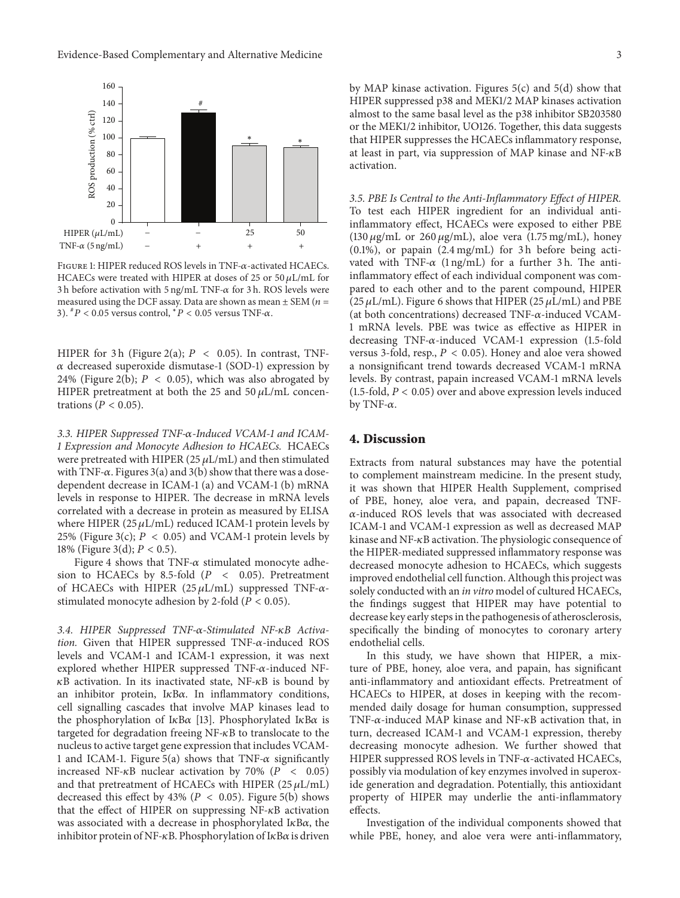Figure 1: HIPER reduced ROS levels in TNF-$\alpha$-activated HCAECs. HCAECs were treated with HIPER at doses of 25 or 50 $\mu$L/mL for 3 h before activation with 5 ng/mL TNF-$\alpha$ for 3 h. ROS levels were measured using the DCF assay. Data are shown as mean ± SEM ($n$ = 3). $^{\#}P < 0.05$ versus control, $^{*}P < 0.05$ versus TNF-$\alpha$.

HIPER for 3 h (Figure 2(a); $P < 0.05$). In contrast, TNF-$\alpha$ decreased superoxide dismutase-1 (SOD-1) expression by 24% (Figure 2(b); $P < 0.05$), which was also abrogated by HIPER pretreatment at both the 25 and 50 $\mu$L/mL concentrations ($P < 0.05$).

*3.3. HIPER Suppressed TNF-α-Induced VCAM-1 and ICAM-1 Expression and Monocyte Adhesion to HCAECs.* HCAECs were pretreated with HIPER (25 $\mu$L/mL) and then stimulated with TNF-$\alpha$. Figures 3(a) and 3(b) show that there was a dose-dependent decrease in ICAM-1 (a) and VCAM-1 (b) mRNA levels in response to HIPER. The decrease in mRNA levels correlated with a decrease in protein as measured by ELISA where HIPER (25 $\mu$L/mL) reduced ICAM-1 protein levels by 25% (Figure 3(c); $P < 0.05$) and VCAM-1 protein levels by 18% (Figure 3(d); $P < 0.5$).

Figure 4 shows that TNF-$\alpha$ stimulated monocyte adhesion to HCAECs by 8.5-fold ($P < 0.05$). Pretreatment of HCAECs with HIPER (25 $\mu$L/mL) suppressed TNF-$\alpha$-stimulated monocyte adhesion by 2-fold ($P < 0.05$).

*3.4. HIPER Suppressed TNF-α-Stimulated NF-κB Activation.* Given that HIPER suppressed TNF-$\alpha$-induced ROS levels and VCAM-1 and ICAM-1 expression, it was next explored whether HIPER suppressed TNF-$\alpha$-induced NF-$\kappa$B activation. In its inactivated state, NF-$\kappa$B is bound by an inhibitor protein, I$\kappa$B$\alpha$. In inflammatory conditions, cell signalling cascades that involve MAP kinases lead to the phosphorylation of I$\kappa$B$\alpha$ [13]. Phosphorylated I$\kappa$B$\alpha$ is targeted for degradation freeing NF-$\kappa$B to translocate to the nucleus to active target gene expression that includes VCAM-1 and ICAM-1. Figure 5(a) shows that TNF-$\alpha$ significantly increased NF-$\kappa$B nuclear activation by 70% ($P < 0.05$) and that pretreatment of HCAECs with HIPER (25 $\mu$L/mL) decreased this effect by 43% ($P < 0.05$). Figure 5(b) shows that the effect of HIPER on suppressing NF-$\kappa$B activation was associated with a decrease in phosphorylated I$\kappa$B$\alpha$, the inhibitor protein of NF-$\kappa$B. Phosphorylation of I$\kappa$B$\alpha$ is driven by MAP kinase activation. Figures 5(c) and 5(d) show that HIPER suppressed p38 and MEK1/2 MAP kinases activation almost to the same basal level as the p38 inhibitor SB203580 or the MEK1/2 inhibitor, UO126. Together, this data suggests that HIPER suppresses the HCAECs inflammatory response, at least in part, via suppression of MAP kinase and NF-$\kappa$B activation.

*3.5. PBE Is Central to the Anti-Inflammatory Effect of HIPER.* To test each HIPER ingredient for an individual anti-inflammatory effect, HCAECs were exposed to either PBE (130 $\mu$g/mL or 260 $\mu$g/mL), aloe vera (1.75 mg/mL), honey (0.1%), or papain (2.4 mg/mL) for 3 h before being activated with TNF-$\alpha$ (1 ng/mL) for a further 3 h. The anti-inflammatory effect of each individual component was compared to each other and to the parent compound, HIPER (25 $\mu$L/mL). Figure 6 shows that HIPER (25 $\mu$L/mL) and PBE (at both concentrations) decreased TNF-$\alpha$-induced VCAM-1 mRNA levels. PBE was twice as effective as HIPER in decreasing TNF-$\alpha$-induced VCAM-1 expression (1.5-fold versus 3-fold, resp., $P < 0.05$). Honey and aloe vera showed a nonsignificant trend towards decreased VCAM-1 mRNA levels. By contrast, papain increased VCAM-1 mRNA levels (1.5-fold, $P < 0.05$) over and above expression levels induced by TNF-$\alpha$.

## 4. Discussion

Extracts from natural substances may have the potential to complement mainstream medicine. In the present study, it was shown that HIPER Health Supplement, comprised of PBE, honey, aloe vera, and papain, decreased TNF-$\alpha$-induced ROS levels that was associated with decreased ICAM-1 and VCAM-1 expression as well as decreased MAP kinase and NF-$\kappa$B activation. The physiologic consequence of the HIPER-mediated suppressed inflammatory response was decreased monocyte adhesion to HCAECs, which suggests improved endothelial cell function. Although this project was solely conducted with an *in vitro* model of cultured HCAECs, the findings suggest that HIPER may have potential to decrease key early steps in the pathogenesis of atherosclerosis, specifically the binding of monocytes to coronary artery endothelial cells.

In this study, we have shown that HIPER, a mixture of PBE, honey, aloe vera, and papain, has significant anti-inflammatory and antioxidant effects. Pretreatment of HCAECs to HIPER, at doses in keeping with the recommended daily dosage for human consumption, suppressed TNF-$\alpha$-induced MAP kinase and NF-$\kappa$B activation that, in turn, decreased ICAM-1 and VCAM-1 expression, thereby decreasing monocyte adhesion. We further showed that HIPER suppressed ROS levels in TNF-$\alpha$-activated HCAECs, possibly via modulation of key enzymes involved in superoxide generation and degradation. Potentially, this antioxidant property of HIPER may underlie the anti-inflammatory effects.

Investigation of the individual components showed that while PBE, honey, and aloe vera were anti-inflammatory,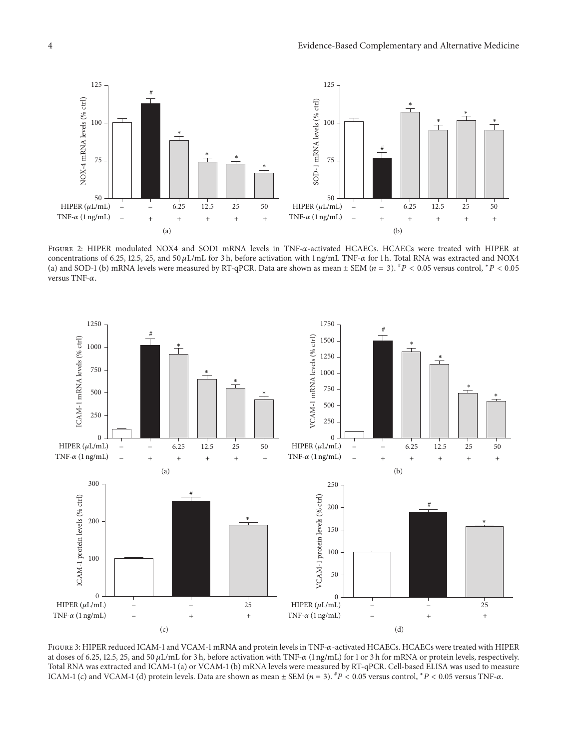Figure 2: HIPER modulated NOX4 and SOD1 mRNA levels in TNF-$\alpha$-activated HCAECs. HCAECs were treated with HIPER at concentrations of 6.25, 12.5, 25, and 50 $\mu$L/mL for 3 h, before activation with 1 ng/mL TNF-$\alpha$ for 1 h. Total RNA was extracted and NOX4 (a) and SOD-1 (b) mRNA levels were measured by RT-qPCR. Data are shown as mean ± SEM ($n = 3$). $^{\#}P < 0.05$ versus control, $^{*}P < 0.05$ versus TNF-$\alpha$.

Figure 3: HIPER reduced ICAM-1 and VCAM-1 mRNA and protein levels in TNF-$\alpha$-activated HCAECs. HCAECs were treated with HIPER at doses of 6.25, 12.5, 25, and 50 $\mu$L/mL for 3 h, before activation with TNF-$\alpha$ (1 ng/mL) for 1 or 3 h for mRNA or protein levels, respectively. Total RNA was extracted and ICAM-1 (a) or VCAM-1 (b) mRNA levels were measured by RT-qPCR. Cell-based ELISA was used to measure ICAM-1 (c) and VCAM-1 (d) protein levels. Data are shown as mean ± SEM ($n = 3$). $^{\#}P < 0.05$ versus control, $^{*}P < 0.05$ versus TNF-$\alpha$.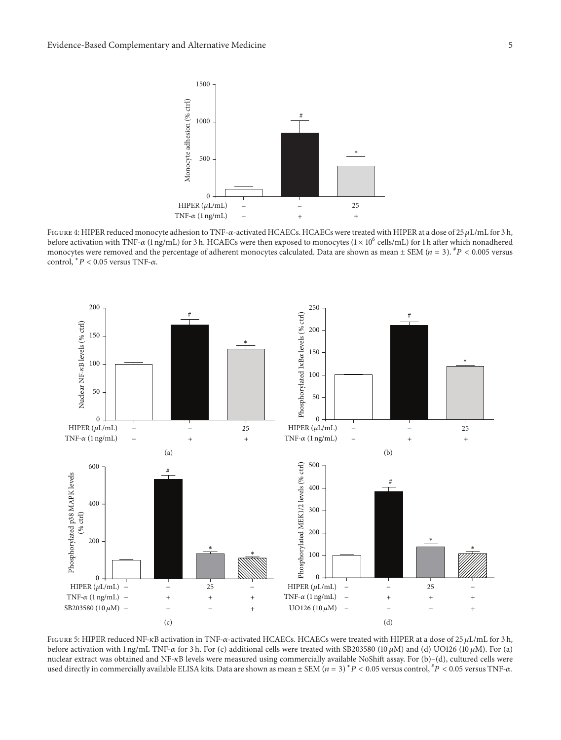Figure 4: HIPER reduced monocyte adhesion to TNF-$\alpha$-activated HCAECs. HCAECs were treated with HIPER at a dose of 25 $\mu$L/mL for 3 h, before activation with TNF-$\alpha$ (1 ng/mL) for 3 h. HCAECs were then exposed to monocytes ($1 \times 10^6$ cells/mL) for 1 h after which nonadhered monocytes were removed and the percentage of adherent monocytes calculated. Data are shown as mean ± SEM ($n = 3$). $^{\#}P < 0.005$ versus control, $^{*}P < 0.05$ versus TNF-$\alpha$.

Figure 5: HIPER reduced NF-$\kappa$B activation in TNF-$\alpha$-activated HCAECs. HCAECs were treated with HIPER at a dose of 25 $\mu$L/mL for 3 h, before activation with 1 ng/mL TNF-$\alpha$ for 3 h. For (c) additional cells were treated with SB203580 (10 $\mu$M) and (d) UO126 (10 $\mu$M). For (a) nuclear extract was obtained and NF-$\kappa$B levels were measured using commercially available NoShift assay. For (b)–(d), cultured cells were used directly in commercially available ELISA kits. Data are shown as mean ± SEM ($n = 3$) $^{*}P < 0.05$ versus control, $^{\#}P < 0.05$ versus TNF-$\alpha$.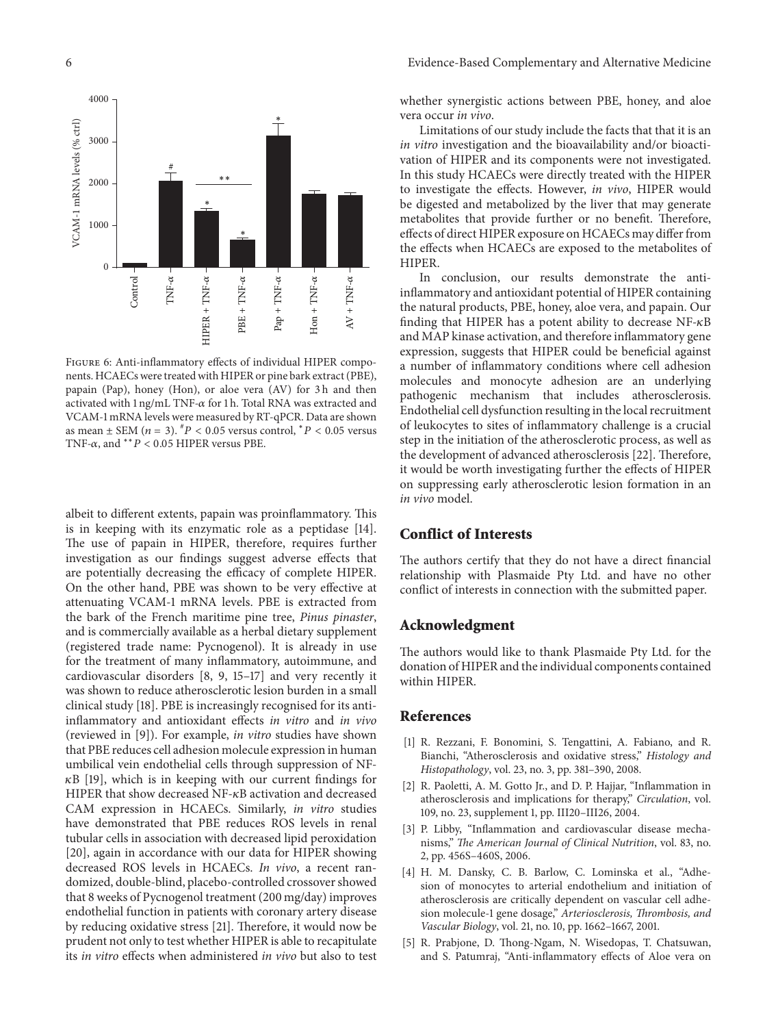Figure 6: Anti-inflammatory effects of individual HIPER components. HCAECs were treated with HIPER or pine bark extract (PBE), papain (Pap), honey (Hon), or aloe vera (AV) for 3 h and then activated with 1 ng/mL TNF-$\alpha$ for 1 h. Total RNA was extracted and VCAM-1 mRNA levels were measured by RT-qPCR. Data are shown as mean ± SEM ($n = 3$). $^{\#}P < 0.05$ versus control, $^{*}P < 0.05$ versus TNF-$\alpha$, and $^{**}P < 0.05$ HIPER versus PBE.

albeit to different extents, papain was proinflammatory. This is in keeping with its enzymatic role as a peptidase [14]. The use of papain in HIPER, therefore, requires further investigation as our findings suggest adverse effects that are potentially decreasing the efficacy of complete HIPER. On the other hand, PBE was shown to be very effective at attenuating VCAM-1 mRNA levels. PBE is extracted from the bark of the French maritime pine tree, *Pinus pinaster*, and is commercially available as a herbal dietary supplement (registered trade name: Pycnogenol). It is already in use for the treatment of many inflammatory, autoimmune, and cardiovascular disorders [8, 9, 15–17] and very recently it was shown to reduce atherosclerotic lesion burden in a small clinical study [18]. PBE is increasingly recognised for its anti-inflammatory and antioxidant effects *in vitro* and *in vivo* (reviewed in [9]). For example, *in vitro* studies have shown that PBE reduces cell adhesion molecule expression in human umbilical vein endothelial cells through suppression of NF-$\kappa$B [19], which is in keeping with our current findings for HIPER that show decreased NF-$\kappa$B activation and decreased CAM expression in HCAECs. Similarly, *in vitro* studies have demonstrated that PBE reduces ROS levels in renal tubular cells in association with decreased lipid peroxidation [20], again in accordance with our data for HIPER showing decreased ROS levels in HCAECs. *In vivo*, a recent randomized, double-blind, placebo-controlled crossover showed that 8 weeks of Pycnogenol treatment (200 mg/day) improves endothelial function in patients with coronary artery disease by reducing oxidative stress [21]. Therefore, it would now be prudent not only to test whether HIPER is able to recapitulate its *in vitro* effects when administered *in vivo* but also to test whether synergistic actions between PBE, honey, and aloe vera occur *in vivo*.

Limitations of our study include the facts that that it is an *in vitro* investigation and the bioavailability and/or bioactivation of HIPER and its components were not investigated. In this study HCAECs were directly treated with the HIPER to investigate the effects. However, *in vivo*, HIPER would be digested and metabolized by the liver that may generate metabolites that provide further or no benefit. Therefore, effects of direct HIPER exposure on HCAECs may differ from the effects when HCAECs are exposed to the metabolites of HIPER.

In conclusion, our results demonstrate the anti-inflammatory and antioxidant potential of HIPER containing the natural products, PBE, honey, aloe vera, and papain. Our finding that HIPER has a potent ability to decrease NF-$\kappa$B and MAP kinase activation, and therefore inflammatory gene expression, suggests that HIPER could be beneficial against a number of inflammatory conditions where cell adhesion molecules and monocyte adhesion are an underlying pathogenic mechanism that includes atherosclerosis. Endothelial cell dysfunction resulting in the local recruitment of leukocytes to sites of inflammatory challenge is a crucial step in the initiation of the atherosclerotic process, as well as the development of advanced atherosclerosis [22]. Therefore, it would be worth investigating further the effects of HIPER on suppressing early atherosclerotic lesion formation in an *in vivo* model.

## Conflict of Interests

The authors certify that they do not have a direct financial relationship with Plasmaide Pty Ltd. and have no other conflict of interests in connection with the submitted paper.

## Acknowledgment

The authors would like to thank Plasmaide Pty Ltd. for the donation of HIPER and the individual components contained within HIPER.

## References

[1] R. Rezzani, F. Bonomini, S. Tengattini, A. Fabiano, and R. Bianchi, "Atherosclerosis and oxidative stress," *Histology and Histopathology*, vol. 23, no. 3, pp. 381–390, 2008.

[2] R. Paoletti, A. M. Gotto Jr., and D. P. Hajjar, "Inflammation in atherosclerosis and implications for therapy," *Circulation*, vol. 109, no. 23, supplement 1, pp. III20–III26, 2004.

[3] P. Libby, "Inflammation and cardiovascular disease mechanisms," *The American Journal of Clinical Nutrition*, vol. 83, no. 2, pp. 456S–460S, 2006.

[4] H. M. Dansky, C. B. Barlow, C. Lominska et al., "Adhesion of monocytes to arterial endothelium and initiation of atherosclerosis are critically dependent on vascular cell adhesion molecule-1 gene dosage," *Arteriosclerosis, Thrombosis, and Vascular Biology*, vol. 21, no. 10, pp. 1662–1667, 2001.

[5] R. Prabjone, D. Thong-Ngam, N. Wisedopas, T. Chatsuwan, and S. Patumraj, "Anti-inflammatory effects of Aloe vera on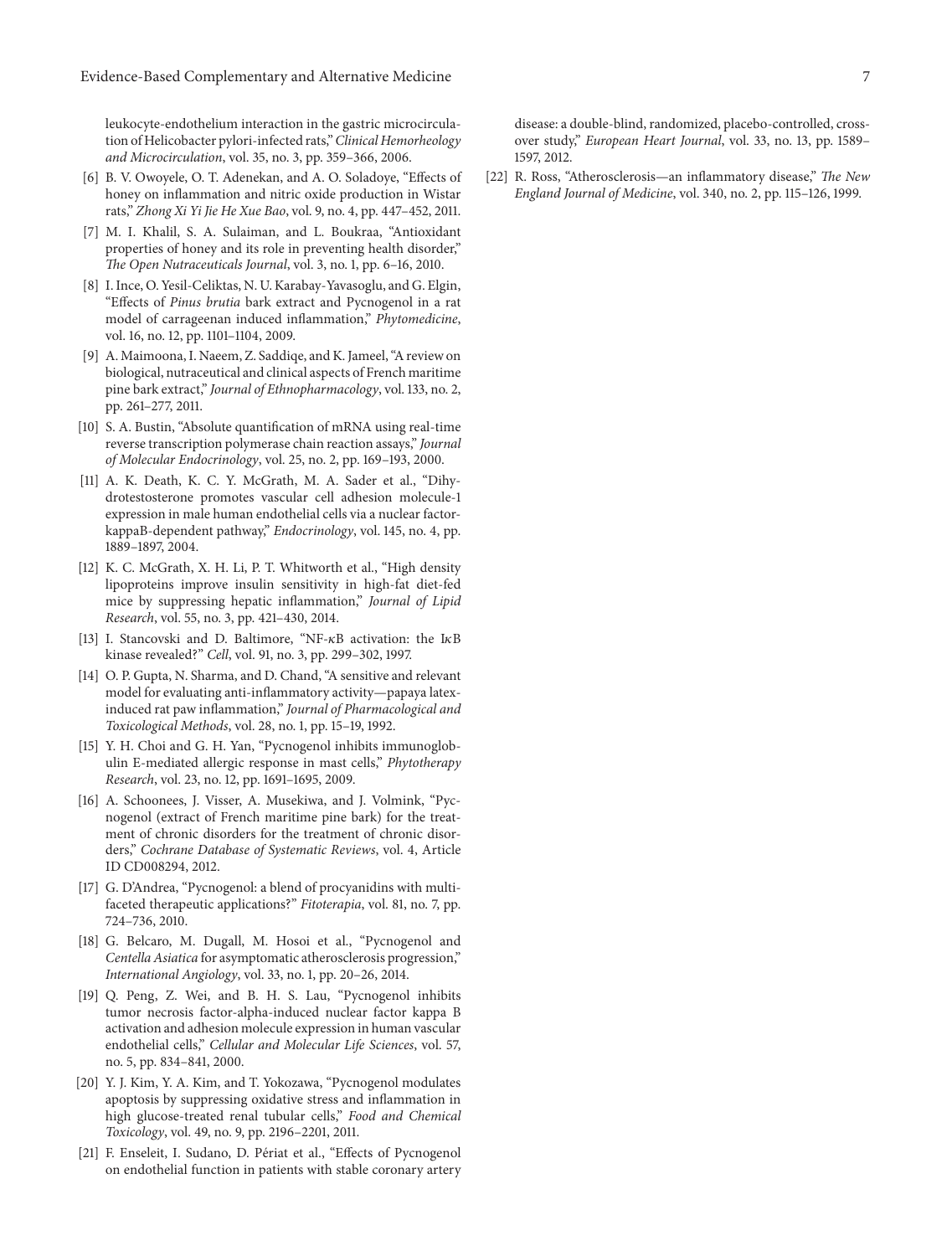leukocyte-endothelium interaction in the gastric microcirculation of Helicobacter pylori-infected rats," *Clinical Hemorheology and Microcirculation*, vol. 35, no. 3, pp. 359–366, 2006.

[6] B. V. Owoyele, O. T. Adenekan, and A. O. Soladoye, "Effects of honey on inflammation and nitric oxide production in Wistar rats," *Zhong Xi Yi Jie He Xue Bao*, vol. 9, no. 4, pp. 447–452, 2011.

[7] M. I. Khalil, S. A. Sulaiman, and L. Boukraa, "Antioxidant properties of honey and its role in preventing health disorder," *The Open Nutraceuticals Journal*, vol. 3, no. 1, pp. 6–16, 2010.

[8] I. Ince, O. Yesil-Celiktas, N. U. Karabay-Yavasoglu, and G. Elgin, "Effects of *Pinus brutia* bark extract and Pycnogenol in a rat model of carrageenan induced inflammation," *Phytomedicine*, vol. 16, no. 12, pp. 1101–1104, 2009.

[9] A. Maimoona, I. Naeem, Z. Saddiqe, and K. Jameel, "A review on biological, nutraceutical and clinical aspects of French maritime pine bark extract," *Journal of Ethnopharmacology*, vol. 133, no. 2, pp. 261–277, 2011.

[10] S. A. Bustin, "Absolute quantification of mRNA using real-time reverse transcription polymerase chain reaction assays," *Journal of Molecular Endocrinology*, vol. 25, no. 2, pp. 169–193, 2000.

[11] A. K. Death, K. C. Y. McGrath, M. A. Sader et al., "Dihydrotestosterone promotes vascular cell adhesion molecule-1 expression in male human endothelial cells via a nuclear factor-kappaB-dependent pathway," *Endocrinology*, vol. 145, no. 4, pp. 1889–1897, 2004.

[12] K. C. McGrath, X. H. Li, P. T. Whitworth et al., "High density lipoproteins improve insulin sensitivity in high-fat diet-fed mice by suppressing hepatic inflammation," *Journal of Lipid Research*, vol. 55, no. 3, pp. 421–430, 2014.

[13] I. Stancovski and D. Baltimore, "NF-$\kappa$B activation: the I$\kappa$B kinase revealed?" *Cell*, vol. 91, no. 3, pp. 299–302, 1997.

[14] O. P. Gupta, N. Sharma, and D. Chand, "A sensitive and relevant model for evaluating anti-inflammatory activity—papaya latex-induced rat paw inflammation," *Journal of Pharmacological and Toxicological Methods*, vol. 28, no. 1, pp. 15–19, 1992.

[15] Y. H. Choi and G. H. Yan, "Pycnogenol inhibits immunoglobulin E-mediated allergic response in mast cells," *Phytotherapy Research*, vol. 23, no. 12, pp. 1691–1695, 2009.

[16] A. Schoonees, J. Visser, A. Musekiwa, and J. Volmink, "Pycnogenol (extract of French maritime pine bark) for the treatment of chronic disorders for the treatment of chronic disorders," *Cochrane Database of Systematic Reviews*, vol. 4, Article ID CD008294, 2012.

[17] G. D'Andrea, "Pycnogenol: a blend of procyanidins with multifaceted therapeutic applications?" *Fitoterapia*, vol. 81, no. 7, pp. 724–736, 2010.

[18] G. Belcaro, M. Dugall, M. Hosoi et al., "Pycnogenol and *Centella Asiatica* for asymptomatic atherosclerosis progression," *International Angiology*, vol. 33, no. 1, pp. 20–26, 2014.

[19] Q. Peng, Z. Wei, and B. H. S. Lau, "Pycnogenol inhibits tumor necrosis factor-alpha-induced nuclear factor kappa B activation and adhesion molecule expression in human vascular endothelial cells," *Cellular and Molecular Life Sciences*, vol. 57, no. 5, pp. 834–841, 2000.

[20] Y. J. Kim, Y. A. Kim, and T. Yokozawa, "Pycnogenol modulates apoptosis by suppressing oxidative stress and inflammation in high glucose-treated renal tubular cells," *Food and Chemical Toxicology*, vol. 49, no. 9, pp. 2196–2201, 2011.

[21] F. Enseleit, I. Sudano, D. Périat et al., "Effects of Pycnogenol on endothelial function in patients with stable coronary artery disease: a double-blind, randomized, placebo-controlled, crossover study," *European Heart Journal*, vol. 33, no. 13, pp. 1589–1597, 2012.

[22] R. Ross, "Atherosclerosis—an inflammatory disease," *The New England Journal of Medicine*, vol. 340, no. 2, pp. 115–126, 1999.